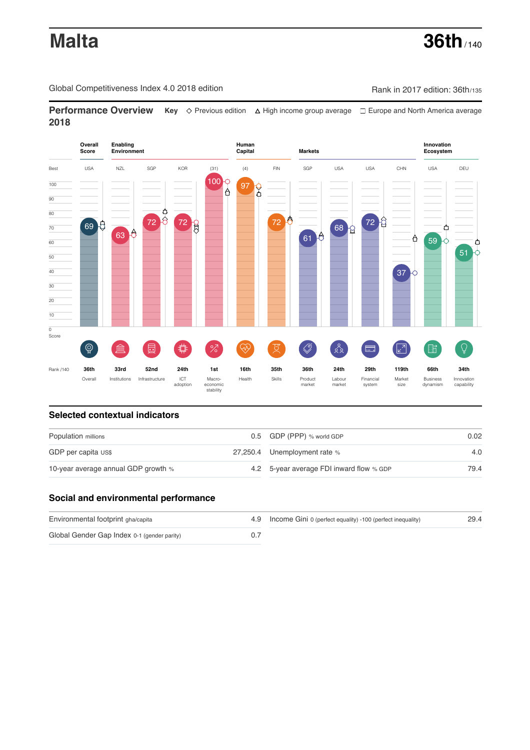# Malta

**36th** / 140

Global Competitiveness Index 4.0 2018 edition

Rank in 2017 edition: 36th/135

## Performance Overview 2018

**Key** ◇ Previous edition △ High income group average □ Europe and North America average

| | Overall Score | Enabling Environment | | | | Human Capital | | Markets | | | | Innovation Ecosystem | |
|---|---|---|---|---|---|---|---|---|---|---|---|---|---|
| Best | USA | NZL | SGP | KOR | (31) | (4) | FIN | SGP | USA | USA | CHN | USA | DEU |
| Score | 69 | 63 | 72 | 72 | 100 | 97 | 72 | 61 | 68 | 72 | 37 | 59 | 51 |
| Rank /140 | 36th | 33rd | 52nd | 24th | 1st | 16th | 35th | 36th | 24th | 29th | 119th | 66th | 34th |
| | Overall | Institutions | Infrastructure | ICT adoption | Macro-economic stability | Health | Skills | Product market | Labour market | Financial system | Market size | Business dynamism | Innovation capability |

## Selected contextual indicators

| Indicator | Value | Indicator | Value |
|---|---|---|---|
| Population millions | 0.5 | GDP (PPP) % world GDP | 0.02 |
| GDP per capita US$ | 27,250.4 | Unemployment rate % | 4.0 |
| 10-year average annual GDP growth % | 4.2 | 5-year average FDI inward flow % GDP | 79.4 |

## Social and environmental performance

| Indicator | Value | Indicator | Value |
|---|---|---|---|
| Environmental footprint gha/capita | 4.9 | Income Gini 0 (perfect equality) -100 (perfect inequality) | 29.4 |
| Global Gender Gap Index 0-1 (gender parity) | 0.7 | | |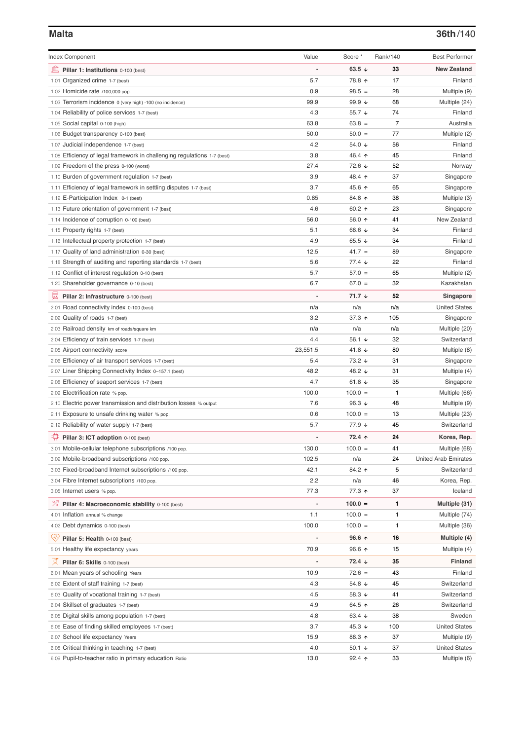## Malta

**36th/140**

| Index Component | Value | Score * | Rank/140 | Best Performer |
|---|---|---|---|---|
| **Pillar 1: Institutions** 0-100 (best) | - | **63.5 ↓** | **33** | **New Zealand** |
| 1.01 Organized crime 1-7 (best) | 5.7 | 78.8 ↑ | 17 | Finland |
| 1.02 Homicide rate /100,000 pop. | 0.9 | 98.5 = | 28 | Multiple (9) |
| 1.03 Terrorism incidence 0 (very high) -100 (no incidence) | 99.9 | 99.9 ↓ | 68 | Multiple (24) |
| 1.04 Reliability of police services 1-7 (best) | 4.3 | 55.7 ↓ | 74 | Finland |
| 1.05 Social capital 0-100 (high) | 63.8 | 63.8 = | 7 | Australia |
| 1.06 Budget transparency 0-100 (best) | 50.0 | 50.0 = | 77 | Multiple (2) |
| 1.07 Judicial independence 1-7 (best) | 4.2 | 54.0 ↓ | 56 | Finland |
| 1.08 Efficiency of legal framework in challenging regulations 1-7 (best) | 3.8 | 46.4 ↑ | 45 | Finland |
| 1.09 Freedom of the press 0-100 (worst) | 27.4 | 72.6 ↓ | 52 | Norway |
| 1.10 Burden of government regulation 1-7 (best) | 3.9 | 48.4 ↑ | 37 | Singapore |
| 1.11 Efficiency of legal framework in settling disputes 1-7 (best) | 3.7 | 45.6 ↑ | 65 | Singapore |
| 1.12 E-Participation Index 0-1 (best) | 0.85 | 84.8 ↑ | 38 | Multiple (3) |
| 1.13 Future orientation of government 1-7 (best) | 4.6 | 60.2 ↑ | 23 | Singapore |
| 1.14 Incidence of corruption 0-100 (best) | 56.0 | 56.0 ↑ | 41 | New Zealand |
| 1.15 Property rights 1-7 (best) | 5.1 | 68.6 ↓ | 34 | Finland |
| 1.16 Intellectual property protection 1-7 (best) | 4.9 | 65.5 ↓ | 34 | Finland |
| 1.17 Quality of land administration 0-30 (best) | 12.5 | 41.7 = | 89 | Singapore |
| 1.18 Strength of auditing and reporting standards 1-7 (best) | 5.6 | 77.4 ↓ | 22 | Finland |
| 1.19 Conflict of interest regulation 0-10 (best) | 5.7 | 57.0 = | 65 | Multiple (2) |
| 1.20 Shareholder governance 0-10 (best) | 6.7 | 67.0 = | 32 | Kazakhstan |
| **Pillar 2: Infrastructure** 0-100 (best) | - | **71.7 ↓** | **52** | **Singapore** |
| 2.01 Road connectivity index 0-100 (best) | n/a | n/a | n/a | United States |
| 2.02 Quality of roads 1-7 (best) | 3.2 | 37.3 ↑ | 105 | Singapore |
| 2.03 Railroad density km of roads/square km | n/a | n/a | n/a | Multiple (20) |
| 2.04 Efficiency of train services 1-7 (best) | 4.4 | 56.1 ↓ | 32 | Switzerland |
| 2.05 Airport connectivity score | 23,551.5 | 41.8 ↓ | 80 | Multiple (8) |
| 2.06 Efficiency of air transport services 1-7 (best) | 5.4 | 73.2 ↓ | 31 | Singapore |
| 2.07 Liner Shipping Connectivity Index 0–157.1 (best) | 48.2 | 48.2 ↓ | 31 | Multiple (4) |
| 2.08 Efficiency of seaport services 1-7 (best) | 4.7 | 61.8 ↓ | 35 | Singapore |
| 2.09 Electrification rate % pop. | 100.0 | 100.0 = | 1 | Multiple (66) |
| 2.10 Electric power transmission and distribution losses % output | 7.6 | 96.3 ↓ | 48 | Multiple (9) |
| 2.11 Exposure to unsafe drinking water % pop. | 0.6 | 100.0 = | 13 | Multiple (23) |
| 2.12 Reliability of water supply 1-7 (best) | 5.7 | 77.9 ↓ | 45 | Switzerland |
| **Pillar 3: ICT adoption** 0-100 (best) | - | **72.4 ↑** | **24** | **Korea, Rep.** |
| 3.01 Mobile-cellular telephone subscriptions /100 pop. | 130.0 | 100.0 = | 41 | Multiple (68) |
| 3.02 Mobile-broadband subscriptions /100 pop. | 102.5 | n/a | 24 | United Arab Emirates |
| 3.03 Fixed-broadband Internet subscriptions /100 pop. | 42.1 | 84.2 ↑ | 5 | Switzerland |
| 3.04 Fibre Internet subscriptions /100 pop. | 2.2 | n/a | 46 | Korea, Rep. |
| 3.05 Internet users % pop. | 77.3 | 77.3 ↑ | 37 | Iceland |
| **Pillar 4: Macroeconomic stability** 0-100 (best) | - | **100.0 =** | **1** | **Multiple (31)** |
| 4.01 Inflation annual % change | 1.1 | 100.0 = | 1 | Multiple (74) |
| 4.02 Debt dynamics 0-100 (best) | 100.0 | 100.0 = | 1 | Multiple (36) |
| **Pillar 5: Health** 0-100 (best) | - | **96.6 ↑** | **16** | **Multiple (4)** |
| 5.01 Healthy life expectancy years | 70.9 | 96.6 ↑ | 15 | Multiple (4) |
| **Pillar 6: Skills** 0-100 (best) | - | **72.4 ↓** | **35** | **Finland** |
| 6.01 Mean years of schooling Years | 10.9 | 72.6 = | 43 | Finland |
| 6.02 Extent of staff training 1-7 (best) | 4.3 | 54.8 ↓ | 45 | Switzerland |
| 6.03 Quality of vocational training 1-7 (best) | 4.5 | 58.3 ↓ | 41 | Switzerland |
| 6.04 Skillset of graduates 1-7 (best) | 4.9 | 64.5 ↑ | 26 | Switzerland |
| 6.05 Digital skills among population 1-7 (best) | 4.8 | 63.4 ↓ | 38 | Sweden |
| 6.06 Ease of finding skilled employees 1-7 (best) | 3.7 | 45.3 ↓ | 100 | United States |
| 6.07 School life expectancy Years | 15.9 | 88.3 ↑ | 37 | Multiple (9) |
| 6.08 Critical thinking in teaching 1-7 (best) | 4.0 | 50.1 ↓ | 37 | United States |
| 6.09 Pupil-to-teacher ratio in primary education Ratio | 13.0 | 92.4 ↑ | 33 | Multiple (6) |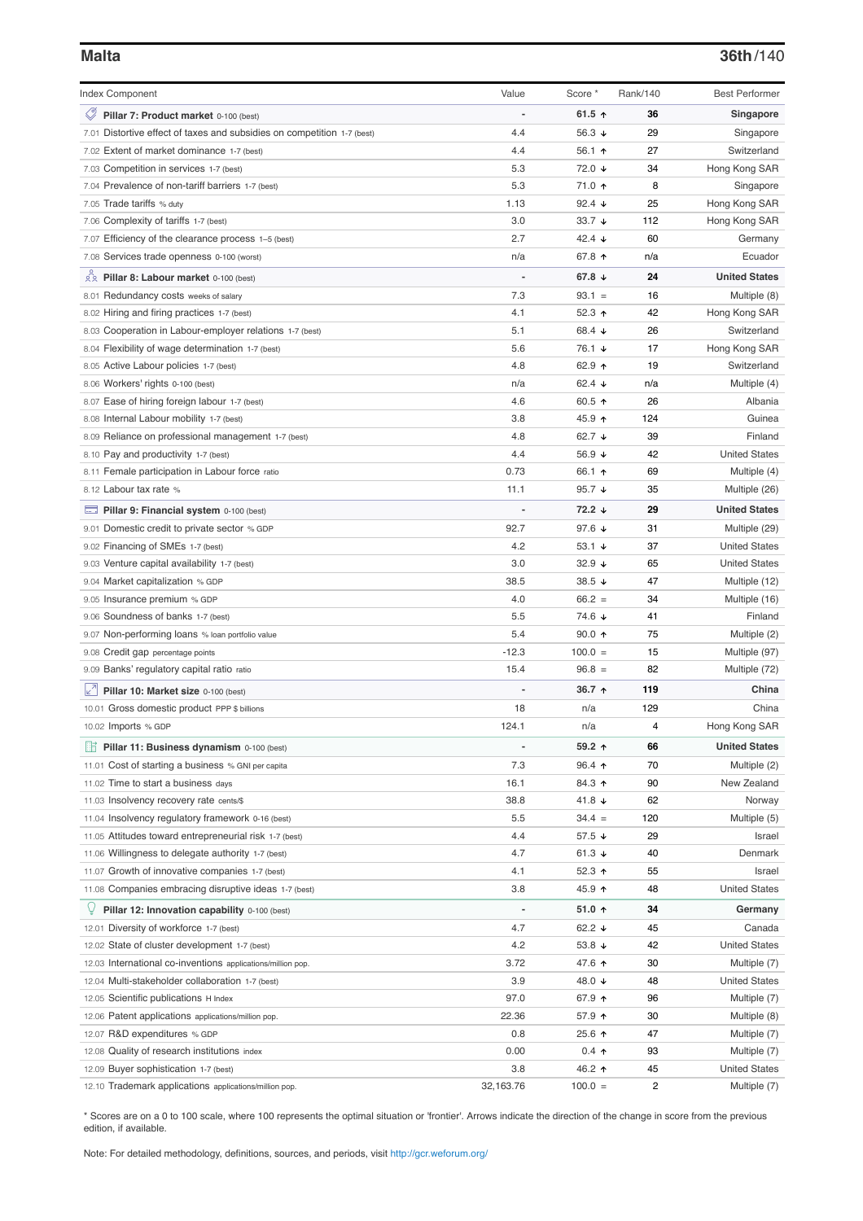## Malta

**36th/140**

| Index Component | Value | Score * | Rank/140 | Best Performer |
|---|---|---|---|---|
| **Pillar 7: Product market** 0-100 (best) | - | **61.5 ↑** | **36** | **Singapore** |
| 7.01 Distortive effect of taxes and subsidies on competition 1-7 (best) | 4.4 | 56.3 ↓ | 29 | Singapore |
| 7.02 Extent of market dominance 1-7 (best) | 4.4 | 56.1 ↑ | 27 | Switzerland |
| 7.03 Competition in services 1-7 (best) | 5.3 | 72.0 ↓ | 34 | Hong Kong SAR |
| 7.04 Prevalence of non-tariff barriers 1-7 (best) | 5.3 | 71.0 ↑ | 8 | Singapore |
| 7.05 Trade tariffs % duty | 1.13 | 92.4 ↓ | 25 | Hong Kong SAR |
| 7.06 Complexity of tariffs 1-7 (best) | 3.0 | 33.7 ↓ | 112 | Hong Kong SAR |
| 7.07 Efficiency of the clearance process 1–5 (best) | 2.7 | 42.4 ↓ | 60 | Germany |
| 7.08 Services trade openness 0-100 (worst) | n/a | 67.8 ↑ | n/a | Ecuador |
| **Pillar 8: Labour market** 0-100 (best) | - | **67.8 ↓** | **24** | **United States** |
| 8.01 Redundancy costs weeks of salary | 7.3 | 93.1 = | 16 | Multiple (8) |
| 8.02 Hiring and firing practices 1-7 (best) | 4.1 | 52.3 ↑ | 42 | Hong Kong SAR |
| 8.03 Cooperation in Labour-employer relations 1-7 (best) | 5.1 | 68.4 ↓ | 26 | Switzerland |
| 8.04 Flexibility of wage determination 1-7 (best) | 5.6 | 76.1 ↓ | 17 | Hong Kong SAR |
| 8.05 Active Labour policies 1-7 (best) | 4.8 | 62.9 ↑ | 19 | Switzerland |
| 8.06 Workers' rights 0-100 (best) | n/a | 62.4 ↓ | n/a | Multiple (4) |
| 8.07 Ease of hiring foreign labour 1-7 (best) | 4.6 | 60.5 ↑ | 26 | Albania |
| 8.08 Internal Labour mobility 1-7 (best) | 3.8 | 45.9 ↑ | 124 | Guinea |
| 8.09 Reliance on professional management 1-7 (best) | 4.8 | 62.7 ↓ | 39 | Finland |
| 8.10 Pay and productivity 1-7 (best) | 4.4 | 56.9 ↓ | 42 | United States |
| 8.11 Female participation in Labour force ratio | 0.73 | 66.1 ↑ | 69 | Multiple (4) |
| 8.12 Labour tax rate % | 11.1 | 95.7 ↓ | 35 | Multiple (26) |
| **Pillar 9: Financial system** 0-100 (best) | - | **72.2 ↓** | **29** | **United States** |
| 9.01 Domestic credit to private sector % GDP | 92.7 | 97.6 ↓ | 31 | Multiple (29) |
| 9.02 Financing of SMEs 1-7 (best) | 4.2 | 53.1 ↓ | 37 | United States |
| 9.03 Venture capital availability 1-7 (best) | 3.0 | 32.9 ↓ | 65 | United States |
| 9.04 Market capitalization % GDP | 38.5 | 38.5 ↓ | 47 | Multiple (12) |
| 9.05 Insurance premium % GDP | 4.0 | 66.2 = | 34 | Multiple (16) |
| 9.06 Soundness of banks 1-7 (best) | 5.5 | 74.6 ↓ | 41 | Finland |
| 9.07 Non-performing loans % loan portfolio value | 5.4 | 90.0 ↑ | 75 | Multiple (2) |
| 9.08 Credit gap percentage points | -12.3 | 100.0 = | 15 | Multiple (97) |
| 9.09 Banks' regulatory capital ratio ratio | 15.4 | 96.8 = | 82 | Multiple (72) |
| **Pillar 10: Market size** 0-100 (best) | - | **36.7 ↑** | **119** | **China** |
| 10.01 Gross domestic product PPP $ billions | 18 | n/a | 129 | China |
| 10.02 Imports % GDP | 124.1 | n/a | 4 | Hong Kong SAR |
| **Pillar 11: Business dynamism** 0-100 (best) | - | **59.2 ↑** | **66** | **United States** |
| 11.01 Cost of starting a business % GNI per capita | 7.3 | 96.4 ↑ | 70 | Multiple (2) |
| 11.02 Time to start a business days | 16.1 | 84.3 ↑ | 90 | New Zealand |
| 11.03 Insolvency recovery rate cents/$ | 38.8 | 41.8 ↓ | 62 | Norway |
| 11.04 Insolvency regulatory framework 0-16 (best) | 5.5 | 34.4 = | 120 | Multiple (5) |
| 11.05 Attitudes toward entrepreneurial risk 1-7 (best) | 4.4 | 57.5 ↓ | 29 | Israel |
| 11.06 Willingness to delegate authority 1-7 (best) | 4.7 | 61.3 ↓ | 40 | Denmark |
| 11.07 Growth of innovative companies 1-7 (best) | 4.1 | 52.3 ↑ | 55 | Israel |
| 11.08 Companies embracing disruptive ideas 1-7 (best) | 3.8 | 45.9 ↑ | 48 | United States |
| **Pillar 12: Innovation capability** 0-100 (best) | - | **51.0 ↑** | **34** | **Germany** |
| 12.01 Diversity of workforce 1-7 (best) | 4.7 | 62.2 ↓ | 45 | Canada |
| 12.02 State of cluster development 1-7 (best) | 4.2 | 53.8 ↓ | 42 | United States |
| 12.03 International co-inventions applications/million pop. | 3.72 | 47.6 ↑ | 30 | Multiple (7) |
| 12.04 Multi-stakeholder collaboration 1-7 (best) | 3.9 | 48.0 ↓ | 48 | United States |
| 12.05 Scientific publications H Index | 97.0 | 67.9 ↑ | 96 | Multiple (7) |
| 12.06 Patent applications applications/million pop. | 22.36 | 57.9 ↑ | 30 | Multiple (8) |
| 12.07 R&D expenditures % GDP | 0.8 | 25.6 ↑ | 47 | Multiple (7) |
| 12.08 Quality of research institutions index | 0.00 | 0.4 ↑ | 93 | Multiple (7) |
| 12.09 Buyer sophistication 1-7 (best) | 3.8 | 46.2 ↑ | 45 | United States |
| 12.10 Trademark applications applications/million pop. | 32,163.76 | 100.0 = | 2 | Multiple (7) |

* Scores are on a 0 to 100 scale, where 100 represents the optimal situation or 'frontier'. Arrows indicate the direction of the change in score from the previous edition, if available.

Note: For detailed methodology, definitions, sources, and periods, visit http://gcr.weforum.org/